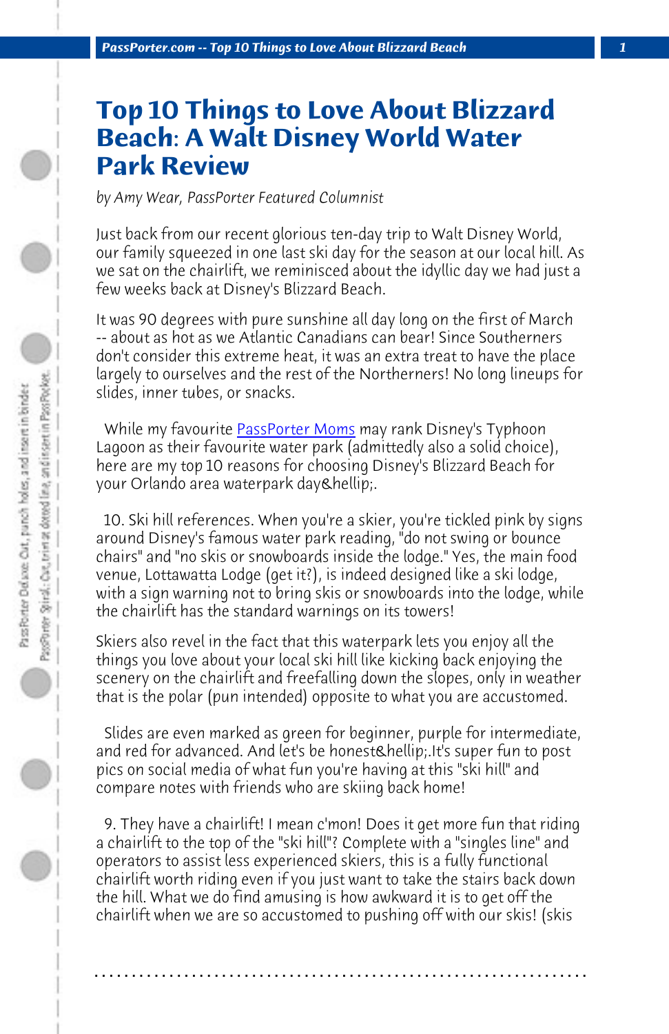# Top 10 Things to Love About Blizzard Beach: A Walt Disney World Water Park Review

*by Amy Wear, PassPorter Featured Columnist*

Just back from our recent glorious ten-day trip to Walt Disney World, our family squeezed in one last ski day for the season at our local hill. As we sat on the chairlift, we reminisced about the idyllic day we had just a few weeks back at Disney's Blizzard Beach.

It was 90 degrees with pure sunshine all day long on the first of March -- about as hot as we Atlantic Canadians can bear! Since Southerners don't consider this extreme heat, it was an extra treat to have the place largely to ourselves and the rest of the Northerners! No long lineups for slides, inner tubes, or snacks.

While my favourite [PassPorter Moms](#) may rank Disney's Typhoon Lagoon as their favourite water park (admittedly also a solid choice), here are my top 10 reasons for choosing Disney's Blizzard Beach for your Orlando area waterpark day&hellip;.

10. Ski hill references. When you're a skier, you're tickled pink by signs around Disney's famous water park reading, "do not swing or bounce chairs" and "no skis or snowboards inside the lodge." Yes, the main food venue, Lottawatta Lodge (get it?), is indeed designed like a ski lodge, with a sign warning not to bring skis or snowboards into the lodge, while the chairlift has the standard warnings on its towers!

Skiers also revel in the fact that this waterpark lets you enjoy all the things you love about your local ski hill like kicking back enjoying the scenery on the chairlift and freefalling down the slopes, only in weather that is the polar (pun intended) opposite to what you are accustomed.

Slides are even marked as green for beginner, purple for intermediate, and red for advanced. And let's be honest&hellip;.It's super fun to post pics on social media of what fun you're having at this "ski hill" and compare notes with friends who are skiing back home!

9. They have a chairlift! I mean c'mon! Does it get more fun that riding a chairlift to the top of the "ski hill"? Complete with a "singles line" and operators to assist less experienced skiers, this is a fully functional chairlift worth riding even if you just want to take the stairs back down the hill. What we do find amusing is how awkward it is to get off the chairlift when we are so accustomed to pushing off with our skis! (skis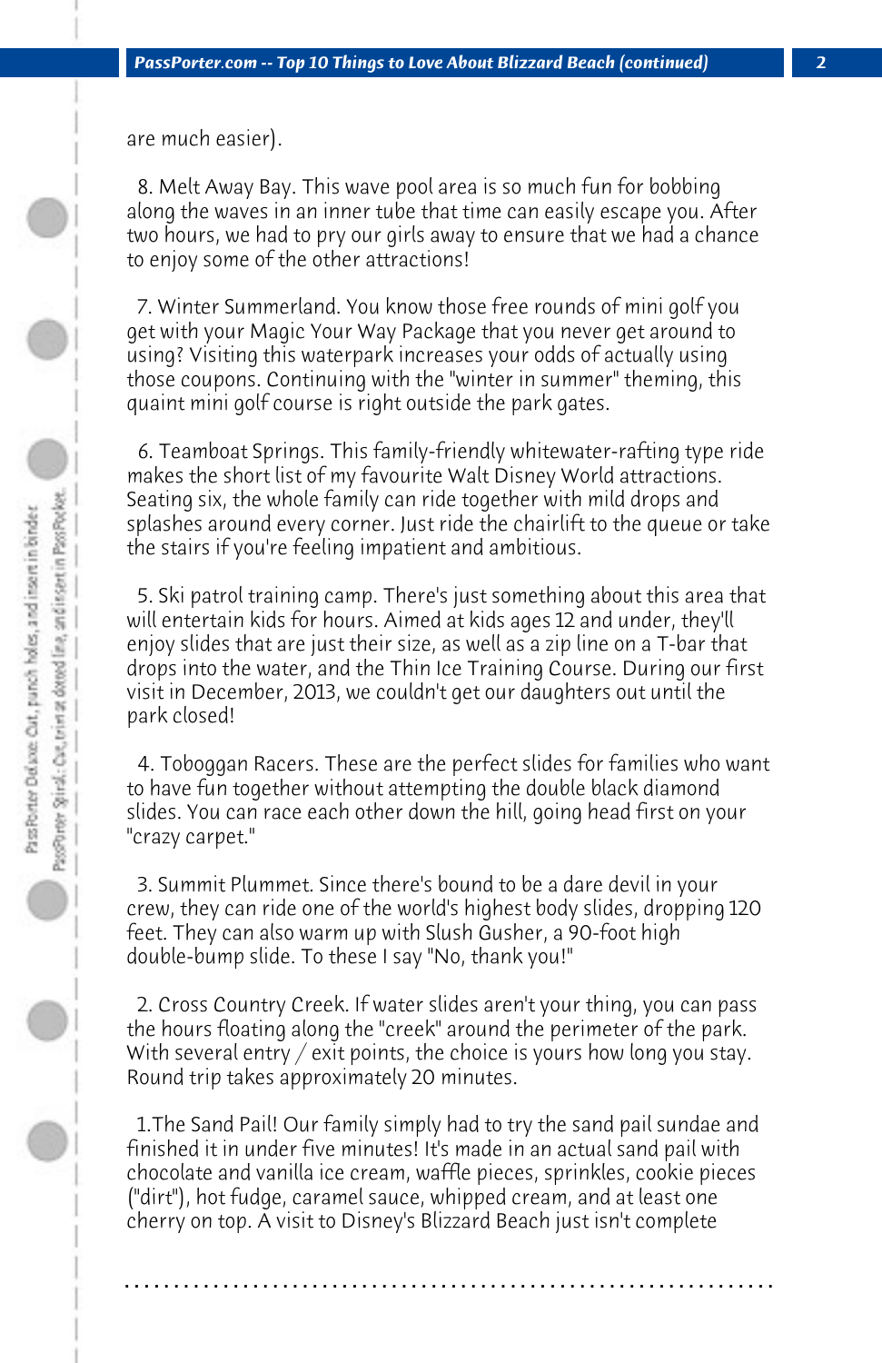are much easier).

8. Melt Away Bay. This wave pool area is so much fun for bobbing along the waves in an inner tube that time can easily escape you. After two hours, we had to pry our girls away to ensure that we had a chance to enjoy some of the other attractions!

7. Winter Summerland. You know those free rounds of mini golf you get with your Magic Your Way Package that you never get around to using? Visiting this waterpark increases your odds of actually using those coupons. Continuing with the "winter in summer" theming, this quaint mini golf course is right outside the park gates.

6. Teamboat Springs. This family-friendly whitewater-rafting type ride makes the short list of my favourite Walt Disney World attractions. Seating six, the whole family can ride together with mild drops and splashes around every corner. Just ride the chairlift to the queue or take the stairs if you're feeling impatient and ambitious.

5. Ski patrol training camp. There's just something about this area that will entertain kids for hours. Aimed at kids ages 12 and under, they'll enjoy slides that are just their size, as well as a zip line on a T-bar that drops into the water, and the Thin Ice Training Course. During our first visit in December, 2013, we couldn't get our daughters out until the park closed!

4. Toboggan Racers. These are the perfect slides for families who want to have fun together without attempting the double black diamond slides. You can race each other down the hill, going head first on your "crazy carpet."

3. Summit Plummet. Since there's bound to be a dare devil in your crew, they can ride one of the world's highest body slides, dropping 120 feet. They can also warm up with Slush Gusher, a 90-foot high double-bump slide. To these I say "No, thank you!"

2. Cross Country Creek. If water slides aren't your thing, you can pass the hours floating along the "creek" around the perimeter of the park. With several entry / exit points, the choice is yours how long you stay. Round trip takes approximately 20 minutes.

1.The Sand Pail! Our family simply had to try the sand pail sundae and finished it in under five minutes! It's made in an actual sand pail with chocolate and vanilla ice cream, waffle pieces, sprinkles, cookie pieces ("dirt"), hot fudge, caramel sauce, whipped cream, and at least one cherry on top. A visit to Disney's Blizzard Beach just isn't complete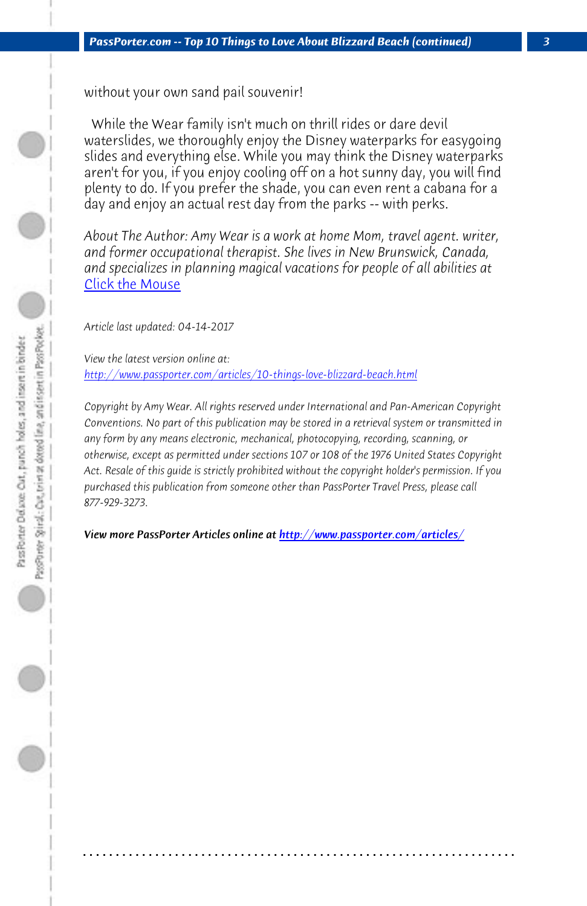without your own sand pail souvenir!

While the Wear family isn't much on thrill rides or dare devil waterslides, we thoroughly enjoy the Disney waterparks for easygoing slides and everything else. While you may think the Disney waterparks aren't for you, if you enjoy cooling off on a hot sunny day, you will find plenty to do. If you prefer the shade, you can even rent a cabana for a day and enjoy an actual rest day from the parks -- with perks.

*About The Author: Amy Wear is a work at home Mom, travel agent. writer, and former occupational therapist. She lives in New Brunswick, Canada, and specializes in planning magical vacations for people of all abilities at* [Click the Mouse](#)

*Article last updated: 04-14-2017*

*View the latest version online at:*
*http://www.passporter.com/articles/10-things-love-blizzard-beach.html*

*Copyright by Amy Wear. All rights reserved under International and Pan-American Copyright Conventions. No part of this publication may be stored in a retrieval system or transmitted in any form by any means electronic, mechanical, photocopying, recording, scanning, or otherwise, except as permitted under sections 107 or 108 of the 1976 United States Copyright Act. Resale of this guide is strictly prohibited without the copyright holder's permission. If you purchased this publication from someone other than PassPorter Travel Press, please call 877-929-3273.*

***View more PassPorter Articles online at http://www.passporter.com/articles/***